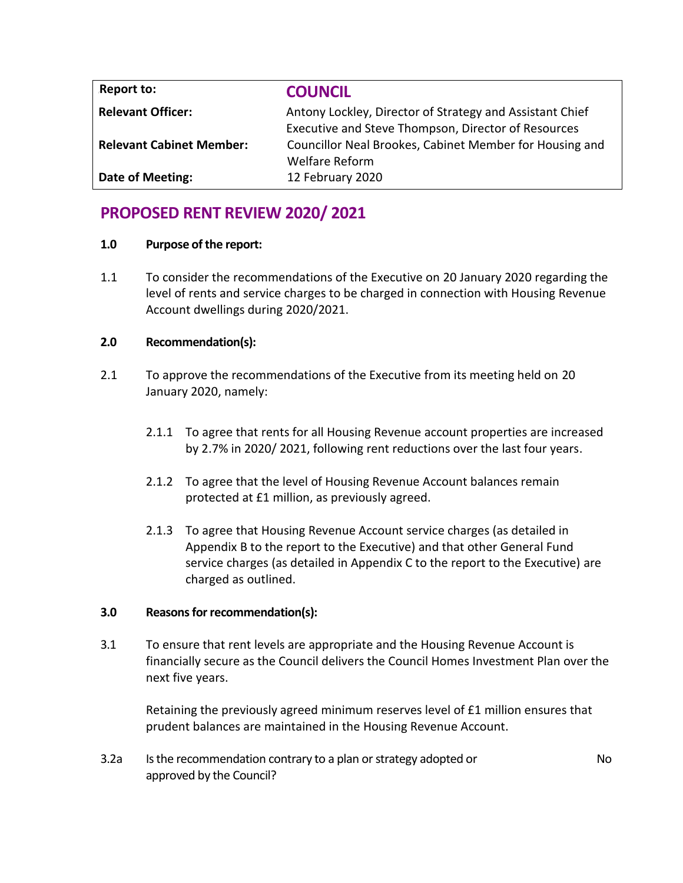| Report to: | **COUNCIL** |
| --- | --- |
| **Relevant Officer:** | Antony Lockley, Director of Strategy and Assistant Chief Executive and Steve Thompson, Director of Resources |
| **Relevant Cabinet Member:** | Councillor Neal Brookes, Cabinet Member for Housing and Welfare Reform |
| **Date of Meeting:** | 12 February 2020 |

# PROPOSED RENT REVIEW 2020/ 2021

**1.0 Purpose of the report:**

1.1 To consider the recommendations of the Executive on 20 January 2020 regarding the level of rents and service charges to be charged in connection with Housing Revenue Account dwellings during 2020/2021.

**2.0 Recommendation(s):**

2.1 To approve the recommendations of the Executive from its meeting held on 20 January 2020, namely:

2.1.1 To agree that rents for all Housing Revenue account properties are increased by 2.7% in 2020/ 2021, following rent reductions over the last four years.

2.1.2 To agree that the level of Housing Revenue Account balances remain protected at £1 million, as previously agreed.

2.1.3 To agree that Housing Revenue Account service charges (as detailed in Appendix B to the report to the Executive) and that other General Fund service charges (as detailed in Appendix C to the report to the Executive) are charged as outlined.

**3.0 Reasons for recommendation(s):**

3.1 To ensure that rent levels are appropriate and the Housing Revenue Account is financially secure as the Council delivers the Council Homes Investment Plan over the next five years.

Retaining the previously agreed minimum reserves level of £1 million ensures that prudent balances are maintained in the Housing Revenue Account.

3.2a Is the recommendation contrary to a plan or strategy adopted or approved by the Council? No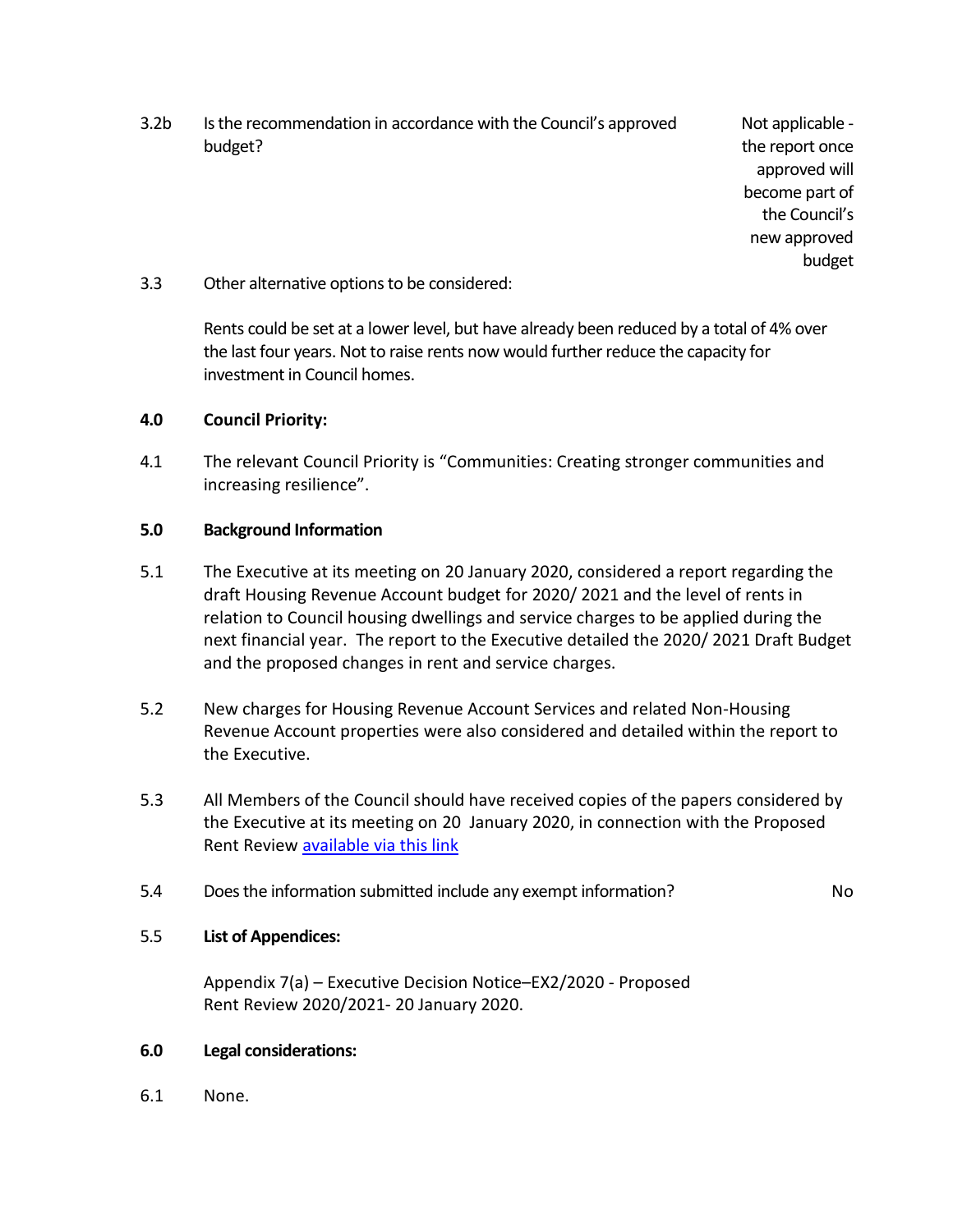3.2b Is the recommendation in accordance with the Council's approved budget? Not applicable - the report once approved will become part of the Council's new approved budget

3.3 Other alternative options to be considered:

Rents could be set at a lower level, but have already been reduced by a total of 4% over the last four years. Not to raise rents now would further reduce the capacity for investment in Council homes.

**4.0 Council Priority:**

4.1 The relevant Council Priority is "Communities: Creating stronger communities and increasing resilience".

**5.0 Background Information**

5.1 The Executive at its meeting on 20 January 2020, considered a report regarding the draft Housing Revenue Account budget for 2020/ 2021 and the level of rents in relation to Council housing dwellings and service charges to be applied during the next financial year. The report to the Executive detailed the 2020/ 2021 Draft Budget and the proposed changes in rent and service charges.

5.2 New charges for Housing Revenue Account Services and related Non-Housing Revenue Account properties were also considered and detailed within the report to the Executive.

5.3 All Members of the Council should have received copies of the papers considered by the Executive at its meeting on 20 January 2020, in connection with the Proposed Rent Review available via this link

5.4 Does the information submitted include any exempt information? No

5.5 **List of Appendices:**

Appendix 7(a) – Executive Decision Notice–EX2/2020 - Proposed Rent Review 2020/2021- 20 January 2020.

**6.0 Legal considerations:**

6.1 None.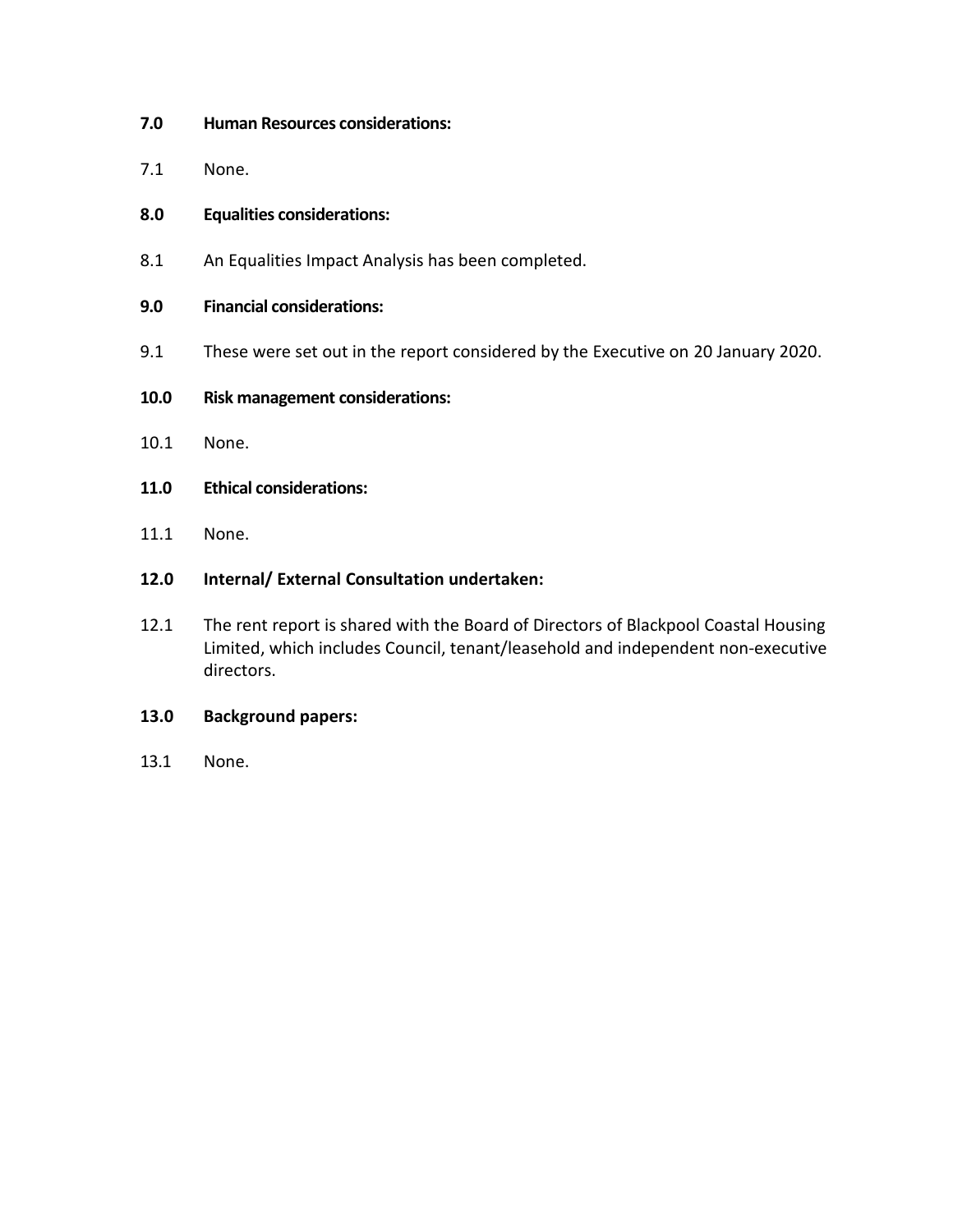**7.0 Human Resources considerations:**

7.1 None.

**8.0 Equalities considerations:**

8.1 An Equalities Impact Analysis has been completed.

**9.0 Financial considerations:**

9.1 These were set out in the report considered by the Executive on 20 January 2020.

**10.0 Risk management considerations:**

10.1 None.

**11.0 Ethical considerations:**

11.1 None.

**12.0 Internal/ External Consultation undertaken:**

12.1 The rent report is shared with the Board of Directors of Blackpool Coastal Housing Limited, which includes Council, tenant/leasehold and independent non-executive directors.

**13.0 Background papers:**

13.1 None.